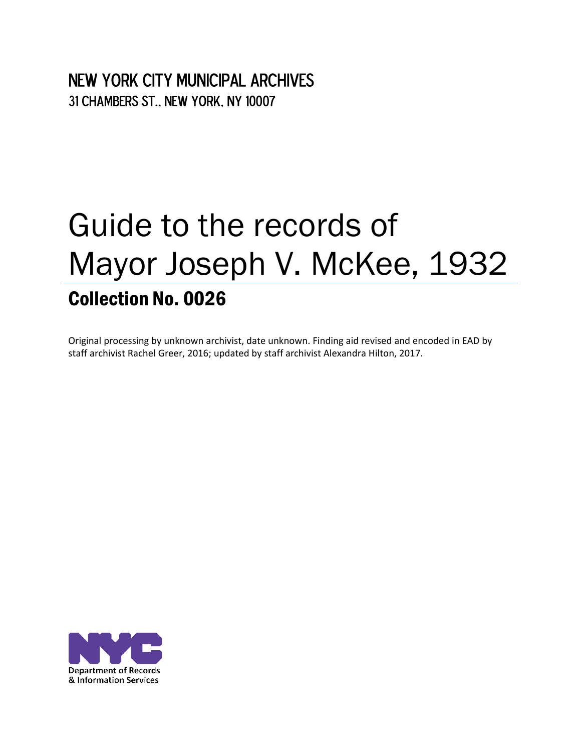NEW YORK CITY MUNICIPAL ARCHIVES
31 CHAMBERS ST., NEW YORK, NY 10007

# Guide to the records of Mayor Joseph V. McKee, 1932

## Collection No. 0026

Original processing by unknown archivist, date unknown. Finding aid revised and encoded in EAD by staff archivist Rachel Greer, 2016; updated by staff archivist Alexandra Hilton, 2017.

NYC
Department of Records
& Information Services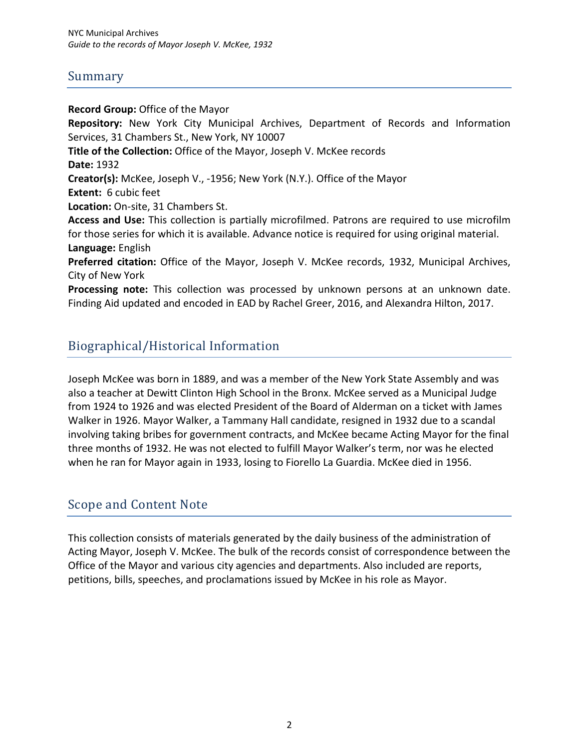## Summary

**Record Group:** Office of the Mayor

**Repository:** New York City Municipal Archives, Department of Records and Information Services, 31 Chambers St., New York, NY 10007

**Title of the Collection:** Office of the Mayor, Joseph V. McKee records

**Date:** 1932

**Creator(s):** McKee, Joseph V., -1956; New York (N.Y.). Office of the Mayor

**Extent:** 6 cubic feet

**Location:** On-site, 31 Chambers St.

**Access and Use:** This collection is partially microfilmed. Patrons are required to use microfilm for those series for which it is available. Advance notice is required for using original material.

**Language:** English

**Preferred citation:** Office of the Mayor, Joseph V. McKee records, 1932, Municipal Archives, City of New York

**Processing note:** This collection was processed by unknown persons at an unknown date. Finding Aid updated and encoded in EAD by Rachel Greer, 2016, and Alexandra Hilton, 2017.

## Biographical/Historical Information

Joseph McKee was born in 1889, and was a member of the New York State Assembly and was also a teacher at Dewitt Clinton High School in the Bronx. McKee served as a Municipal Judge from 1924 to 1926 and was elected President of the Board of Alderman on a ticket with James Walker in 1926. Mayor Walker, a Tammany Hall candidate, resigned in 1932 due to a scandal involving taking bribes for government contracts, and McKee became Acting Mayor for the final three months of 1932. He was not elected to fulfill Mayor Walker's term, nor was he elected when he ran for Mayor again in 1933, losing to Fiorello La Guardia. McKee died in 1956.

## Scope and Content Note

This collection consists of materials generated by the daily business of the administration of Acting Mayor, Joseph V. McKee. The bulk of the records consist of correspondence between the Office of the Mayor and various city agencies and departments. Also included are reports, petitions, bills, speeches, and proclamations issued by McKee in his role as Mayor.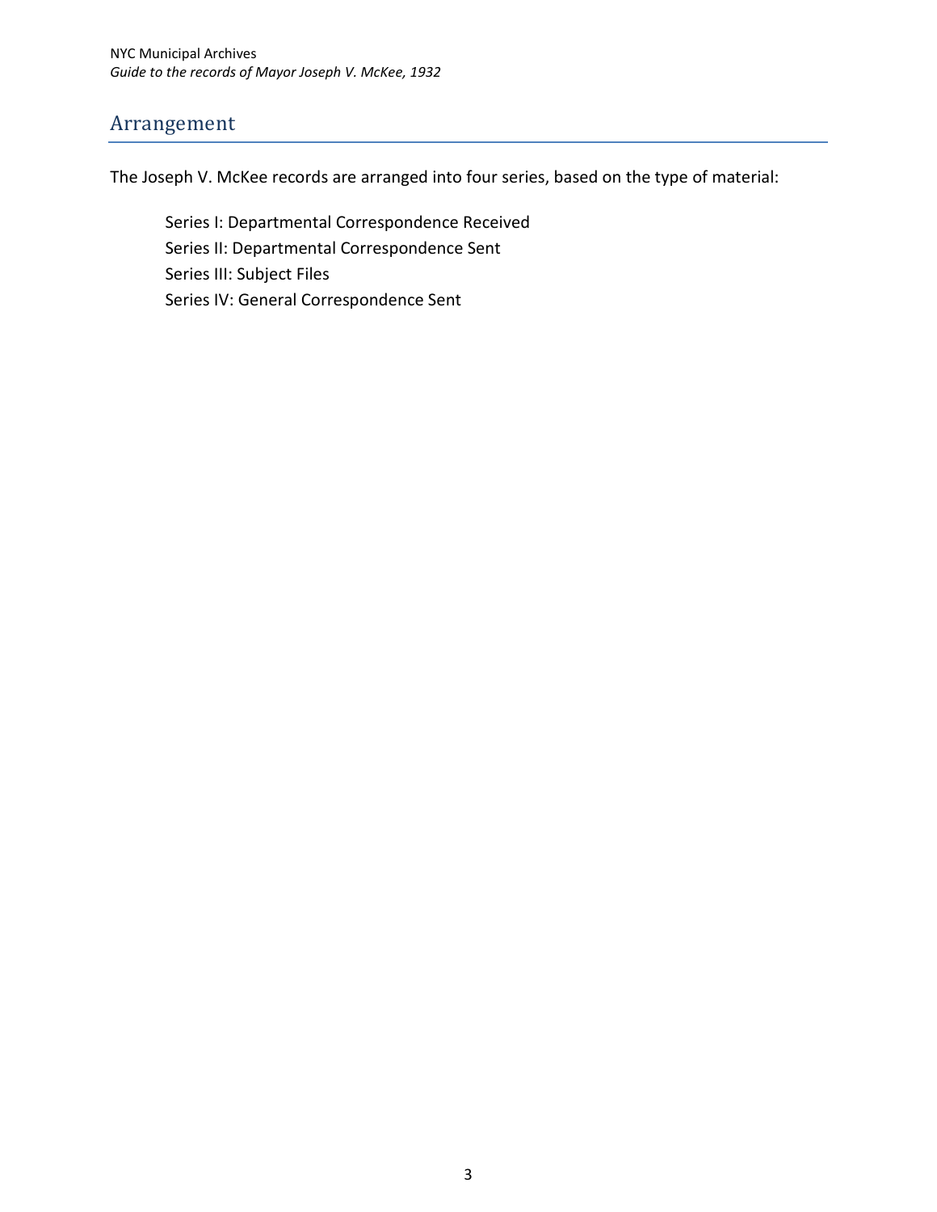## Arrangement

The Joseph V. McKee records are arranged into four series, based on the type of material:

Series I: Departmental Correspondence Received
Series II: Departmental Correspondence Sent
Series III: Subject Files
Series IV: General Correspondence Sent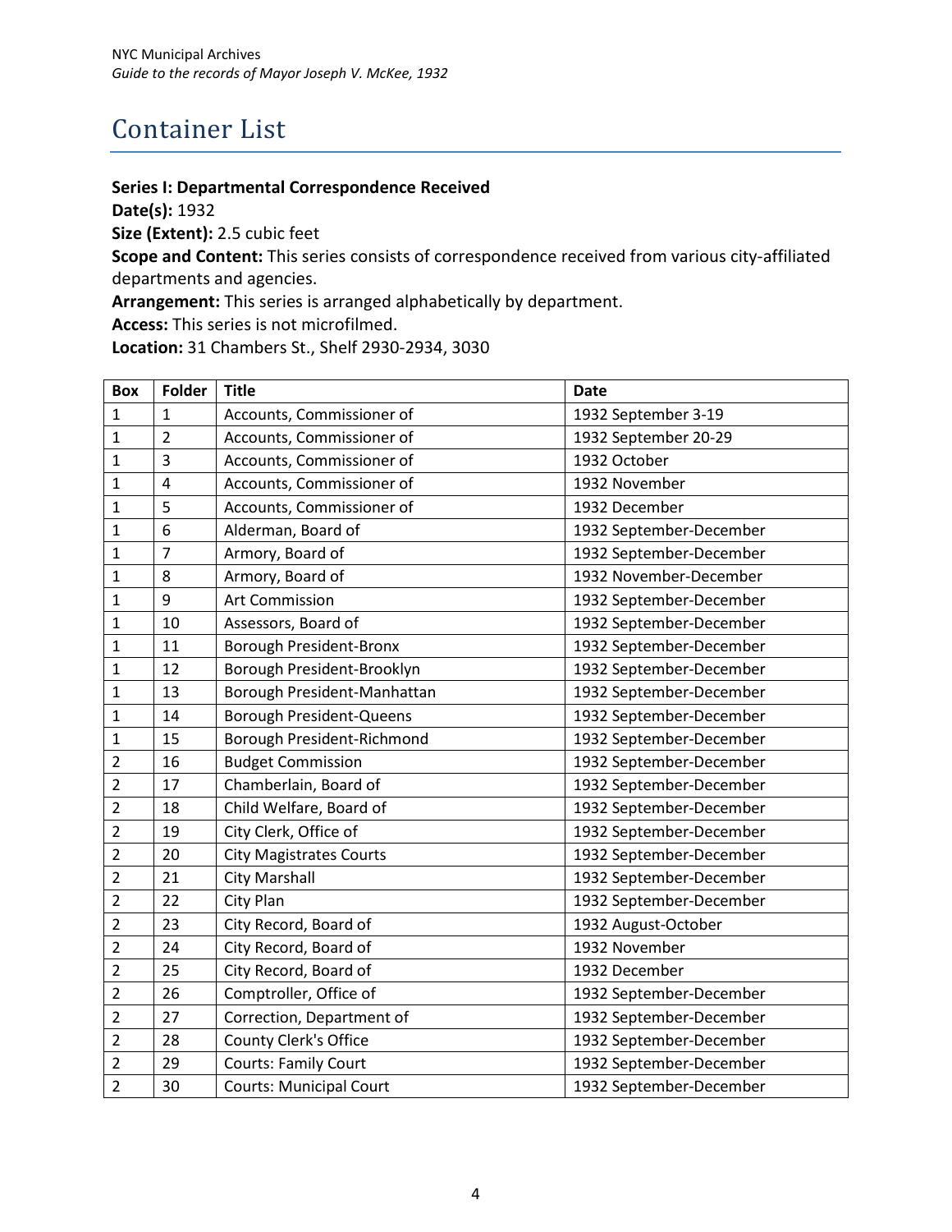# Container List

**Series I: Departmental Correspondence Received**

**Date(s):** 1932

**Size (Extent):** 2.5 cubic feet

**Scope and Content:** This series consists of correspondence received from various city-affiliated departments and agencies.

**Arrangement:** This series is arranged alphabetically by department.

**Access:** This series is not microfilmed.

**Location:** 31 Chambers St., Shelf 2930-2934, 3030

| Box | Folder | Title | Date |
|---|---|---|---|
| 1 | 1 | Accounts, Commissioner of | 1932 September 3-19 |
| 1 | 2 | Accounts, Commissioner of | 1932 September 20-29 |
| 1 | 3 | Accounts, Commissioner of | 1932 October |
| 1 | 4 | Accounts, Commissioner of | 1932 November |
| 1 | 5 | Accounts, Commissioner of | 1932 December |
| 1 | 6 | Alderman, Board of | 1932 September-December |
| 1 | 7 | Armory, Board of | 1932 September-December |
| 1 | 8 | Armory, Board of | 1932 November-December |
| 1 | 9 | Art Commission | 1932 September-December |
| 1 | 10 | Assessors, Board of | 1932 September-December |
| 1 | 11 | Borough President-Bronx | 1932 September-December |
| 1 | 12 | Borough President-Brooklyn | 1932 September-December |
| 1 | 13 | Borough President-Manhattan | 1932 September-December |
| 1 | 14 | Borough President-Queens | 1932 September-December |
| 1 | 15 | Borough President-Richmond | 1932 September-December |
| 2 | 16 | Budget Commission | 1932 September-December |
| 2 | 17 | Chamberlain, Board of | 1932 September-December |
| 2 | 18 | Child Welfare, Board of | 1932 September-December |
| 2 | 19 | City Clerk, Office of | 1932 September-December |
| 2 | 20 | City Magistrates Courts | 1932 September-December |
| 2 | 21 | City Marshall | 1932 September-December |
| 2 | 22 | City Plan | 1932 September-December |
| 2 | 23 | City Record, Board of | 1932 August-October |
| 2 | 24 | City Record, Board of | 1932 November |
| 2 | 25 | City Record, Board of | 1932 December |
| 2 | 26 | Comptroller, Office of | 1932 September-December |
| 2 | 27 | Correction, Department of | 1932 September-December |
| 2 | 28 | County Clerk's Office | 1932 September-December |
| 2 | 29 | Courts: Family Court | 1932 September-December |
| 2 | 30 | Courts: Municipal Court | 1932 September-December |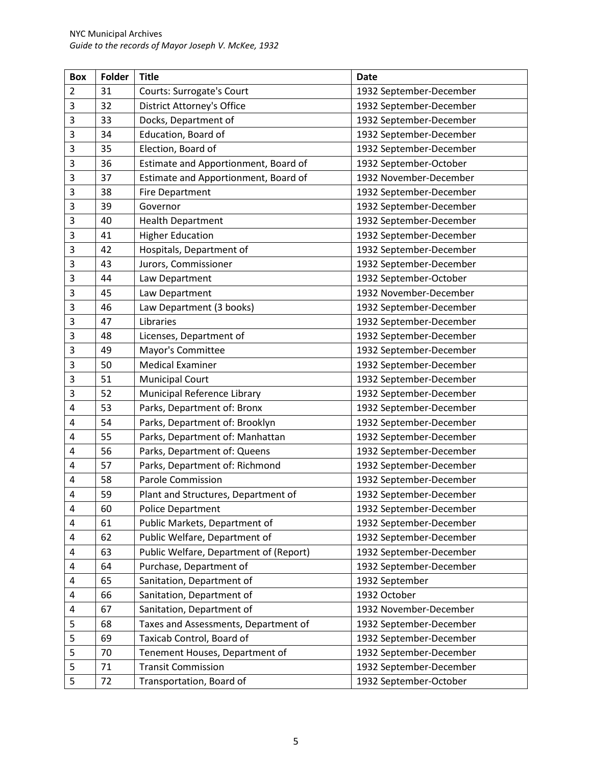| Box | Folder | Title | Date |
|---|---|---|---|
| 2 | 31 | Courts: Surrogate's Court | 1932 September-December |
| 3 | 32 | District Attorney's Office | 1932 September-December |
| 3 | 33 | Docks, Department of | 1932 September-December |
| 3 | 34 | Education, Board of | 1932 September-December |
| 3 | 35 | Election, Board of | 1932 September-December |
| 3 | 36 | Estimate and Apportionment, Board of | 1932 September-October |
| 3 | 37 | Estimate and Apportionment, Board of | 1932 November-December |
| 3 | 38 | Fire Department | 1932 September-December |
| 3 | 39 | Governor | 1932 September-December |
| 3 | 40 | Health Department | 1932 September-December |
| 3 | 41 | Higher Education | 1932 September-December |
| 3 | 42 | Hospitals, Department of | 1932 September-December |
| 3 | 43 | Jurors, Commissioner | 1932 September-December |
| 3 | 44 | Law Department | 1932 September-October |
| 3 | 45 | Law Department | 1932 November-December |
| 3 | 46 | Law Department (3 books) | 1932 September-December |
| 3 | 47 | Libraries | 1932 September-December |
| 3 | 48 | Licenses, Department of | 1932 September-December |
| 3 | 49 | Mayor's Committee | 1932 September-December |
| 3 | 50 | Medical Examiner | 1932 September-December |
| 3 | 51 | Municipal Court | 1932 September-December |
| 3 | 52 | Municipal Reference Library | 1932 September-December |
| 4 | 53 | Parks, Department of: Bronx | 1932 September-December |
| 4 | 54 | Parks, Department of: Brooklyn | 1932 September-December |
| 4 | 55 | Parks, Department of: Manhattan | 1932 September-December |
| 4 | 56 | Parks, Department of: Queens | 1932 September-December |
| 4 | 57 | Parks, Department of: Richmond | 1932 September-December |
| 4 | 58 | Parole Commission | 1932 September-December |
| 4 | 59 | Plant and Structures, Department of | 1932 September-December |
| 4 | 60 | Police Department | 1932 September-December |
| 4 | 61 | Public Markets, Department of | 1932 September-December |
| 4 | 62 | Public Welfare, Department of | 1932 September-December |
| 4 | 63 | Public Welfare, Department of (Report) | 1932 September-December |
| 4 | 64 | Purchase, Department of | 1932 September-December |
| 4 | 65 | Sanitation, Department of | 1932 September |
| 4 | 66 | Sanitation, Department of | 1932 October |
| 4 | 67 | Sanitation, Department of | 1932 November-December |
| 5 | 68 | Taxes and Assessments, Department of | 1932 September-December |
| 5 | 69 | Taxicab Control, Board of | 1932 September-December |
| 5 | 70 | Tenement Houses, Department of | 1932 September-December |
| 5 | 71 | Transit Commission | 1932 September-December |
| 5 | 72 | Transportation, Board of | 1932 September-October |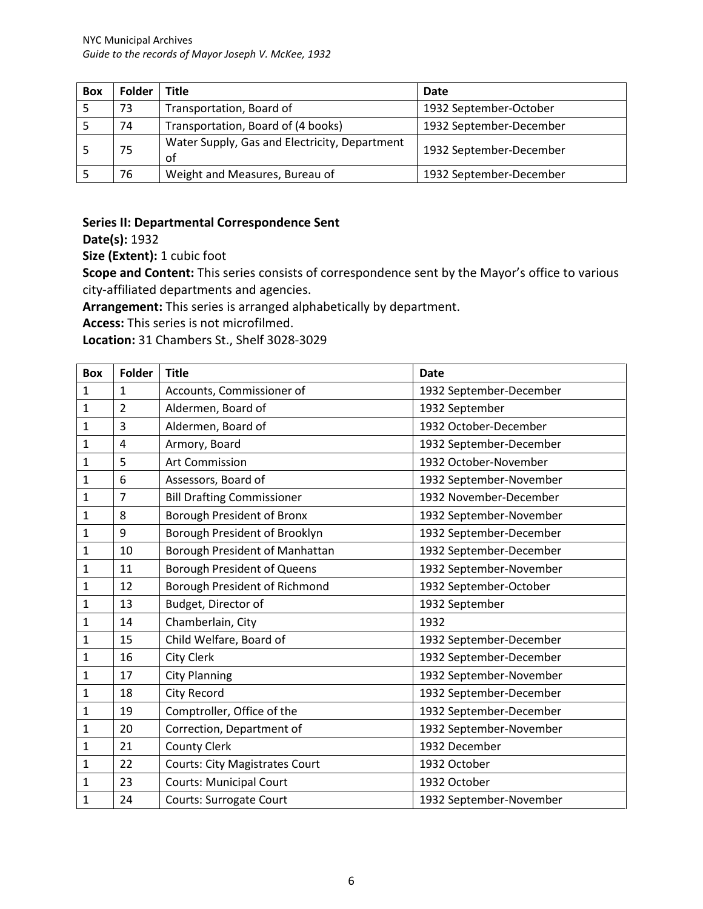| Box | Folder | Title | Date |
|---|---|---|---|
| 5 | 73 | Transportation, Board of | 1932 September-October |
| 5 | 74 | Transportation, Board of (4 books) | 1932 September-December |
| 5 | 75 | Water Supply, Gas and Electricity, Department of | 1932 September-December |
| 5 | 76 | Weight and Measures, Bureau of | 1932 September-December |

**Series II: Departmental Correspondence Sent**

**Date(s):** 1932

**Size (Extent):** 1 cubic foot

**Scope and Content:** This series consists of correspondence sent by the Mayor's office to various city-affiliated departments and agencies.

**Arrangement:** This series is arranged alphabetically by department.

**Access:** This series is not microfilmed.

**Location:** 31 Chambers St., Shelf 3028-3029

| Box | Folder | Title | Date |
|---|---|---|---|
| 1 | 1 | Accounts, Commissioner of | 1932 September-December |
| 1 | 2 | Aldermen, Board of | 1932 September |
| 1 | 3 | Aldermen, Board of | 1932 October-December |
| 1 | 4 | Armory, Board | 1932 September-December |
| 1 | 5 | Art Commission | 1932 October-November |
| 1 | 6 | Assessors, Board of | 1932 September-November |
| 1 | 7 | Bill Drafting Commissioner | 1932 November-December |
| 1 | 8 | Borough President of Bronx | 1932 September-November |
| 1 | 9 | Borough President of Brooklyn | 1932 September-December |
| 1 | 10 | Borough President of Manhattan | 1932 September-December |
| 1 | 11 | Borough President of Queens | 1932 September-November |
| 1 | 12 | Borough President of Richmond | 1932 September-October |
| 1 | 13 | Budget, Director of | 1932 September |
| 1 | 14 | Chamberlain, City | 1932 |
| 1 | 15 | Child Welfare, Board of | 1932 September-December |
| 1 | 16 | City Clerk | 1932 September-December |
| 1 | 17 | City Planning | 1932 September-November |
| 1 | 18 | City Record | 1932 September-December |
| 1 | 19 | Comptroller, Office of the | 1932 September-December |
| 1 | 20 | Correction, Department of | 1932 September-November |
| 1 | 21 | County Clerk | 1932 December |
| 1 | 22 | Courts: City Magistrates Court | 1932 October |
| 1 | 23 | Courts: Municipal Court | 1932 October |
| 1 | 24 | Courts: Surrogate Court | 1932 September-November |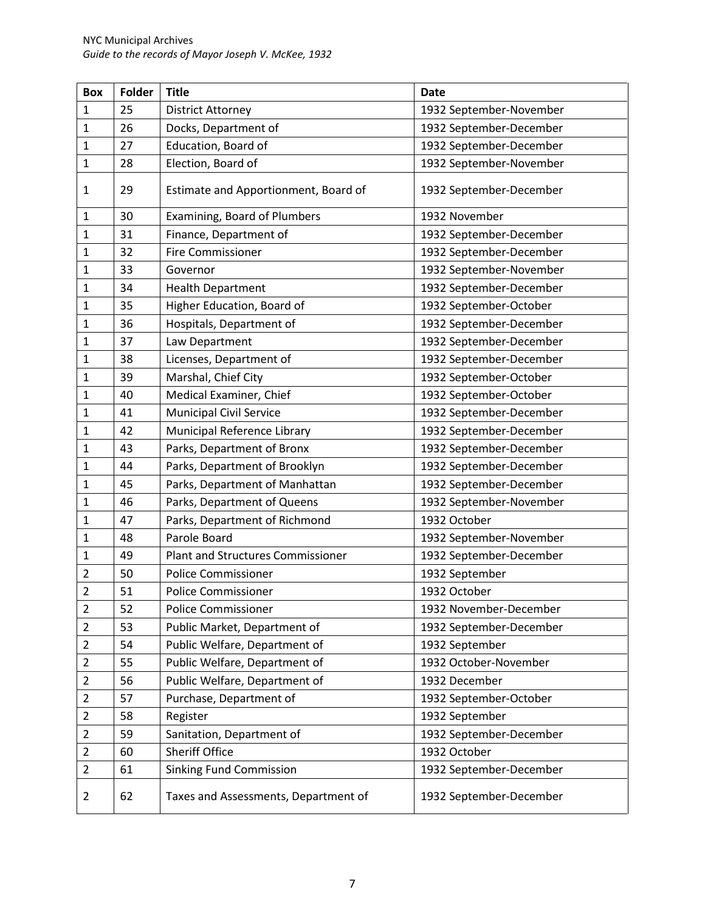| Box | Folder | Title | Date |
|---|---|---|---|
| 1 | 25 | District Attorney | 1932 September-November |
| 1 | 26 | Docks, Department of | 1932 September-December |
| 1 | 27 | Education, Board of | 1932 September-December |
| 1 | 28 | Election, Board of | 1932 September-November |
| 1 | 29 | Estimate and Apportionment, Board of | 1932 September-December |
| 1 | 30 | Examining, Board of Plumbers | 1932 November |
| 1 | 31 | Finance, Department of | 1932 September-December |
| 1 | 32 | Fire Commissioner | 1932 September-December |
| 1 | 33 | Governor | 1932 September-November |
| 1 | 34 | Health Department | 1932 September-December |
| 1 | 35 | Higher Education, Board of | 1932 September-October |
| 1 | 36 | Hospitals, Department of | 1932 September-December |
| 1 | 37 | Law Department | 1932 September-December |
| 1 | 38 | Licenses, Department of | 1932 September-December |
| 1 | 39 | Marshal, Chief City | 1932 September-October |
| 1 | 40 | Medical Examiner, Chief | 1932 September-October |
| 1 | 41 | Municipal Civil Service | 1932 September-December |
| 1 | 42 | Municipal Reference Library | 1932 September-December |
| 1 | 43 | Parks, Department of Bronx | 1932 September-December |
| 1 | 44 | Parks, Department of Brooklyn | 1932 September-December |
| 1 | 45 | Parks, Department of Manhattan | 1932 September-December |
| 1 | 46 | Parks, Department of Queens | 1932 September-November |
| 1 | 47 | Parks, Department of Richmond | 1932 October |
| 1 | 48 | Parole Board | 1932 September-November |
| 1 | 49 | Plant and Structures Commissioner | 1932 September-December |
| 2 | 50 | Police Commissioner | 1932 September |
| 2 | 51 | Police Commissioner | 1932 October |
| 2 | 52 | Police Commissioner | 1932 November-December |
| 2 | 53 | Public Market, Department of | 1932 September-December |
| 2 | 54 | Public Welfare, Department of | 1932 September |
| 2 | 55 | Public Welfare, Department of | 1932 October-November |
| 2 | 56 | Public Welfare, Department of | 1932 December |
| 2 | 57 | Purchase, Department of | 1932 September-October |
| 2 | 58 | Register | 1932 September |
| 2 | 59 | Sanitation, Department of | 1932 September-December |
| 2 | 60 | Sheriff Office | 1932 October |
| 2 | 61 | Sinking Fund Commission | 1932 September-December |
| 2 | 62 | Taxes and Assessments, Department of | 1932 September-December |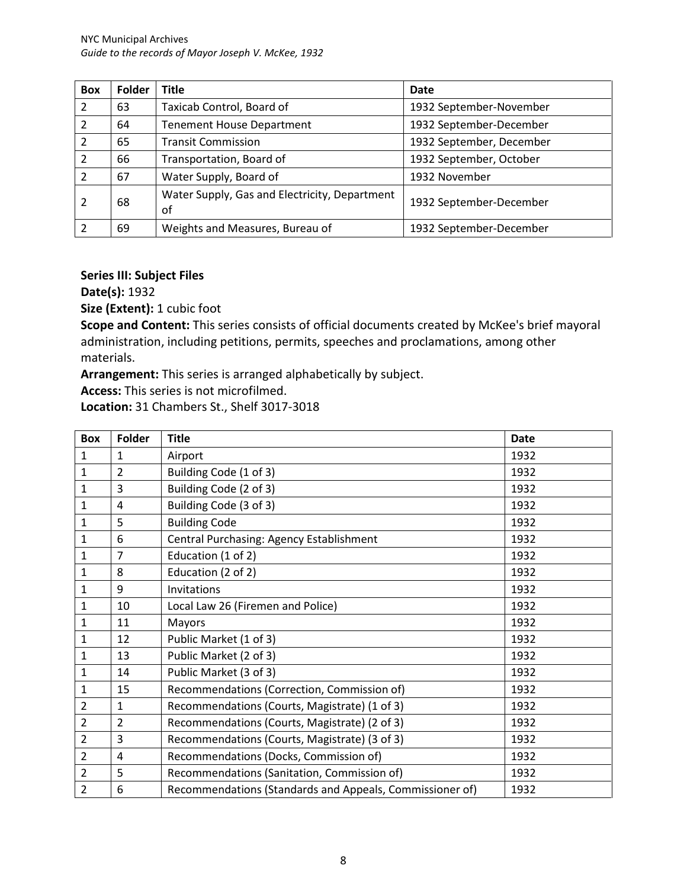| Box | Folder | Title | Date |
|---|---|---|---|
| 2 | 63 | Taxicab Control, Board of | 1932 September-November |
| 2 | 64 | Tenement House Department | 1932 September-December |
| 2 | 65 | Transit Commission | 1932 September, December |
| 2 | 66 | Transportation, Board of | 1932 September, October |
| 2 | 67 | Water Supply, Board of | 1932 November |
| 2 | 68 | Water Supply, Gas and Electricity, Department of | 1932 September-December |
| 2 | 69 | Weights and Measures, Bureau of | 1932 September-December |

**Series III: Subject Files**

**Date(s):** 1932

**Size (Extent):** 1 cubic foot

**Scope and Content:** This series consists of official documents created by McKee's brief mayoral administration, including petitions, permits, speeches and proclamations, among other materials.

**Arrangement:** This series is arranged alphabetically by subject.

**Access:** This series is not microfilmed.

**Location:** 31 Chambers St., Shelf 3017-3018

| Box | Folder | Title | Date |
|---|---|---|---|
| 1 | 1 | Airport | 1932 |
| 1 | 2 | Building Code (1 of 3) | 1932 |
| 1 | 3 | Building Code (2 of 3) | 1932 |
| 1 | 4 | Building Code (3 of 3) | 1932 |
| 1 | 5 | Building Code | 1932 |
| 1 | 6 | Central Purchasing: Agency Establishment | 1932 |
| 1 | 7 | Education (1 of 2) | 1932 |
| 1 | 8 | Education (2 of 2) | 1932 |
| 1 | 9 | Invitations | 1932 |
| 1 | 10 | Local Law 26 (Firemen and Police) | 1932 |
| 1 | 11 | Mayors | 1932 |
| 1 | 12 | Public Market (1 of 3) | 1932 |
| 1 | 13 | Public Market (2 of 3) | 1932 |
| 1 | 14 | Public Market (3 of 3) | 1932 |
| 1 | 15 | Recommendations (Correction, Commission of) | 1932 |
| 2 | 1 | Recommendations (Courts, Magistrate) (1 of 3) | 1932 |
| 2 | 2 | Recommendations (Courts, Magistrate) (2 of 3) | 1932 |
| 2 | 3 | Recommendations (Courts, Magistrate) (3 of 3) | 1932 |
| 2 | 4 | Recommendations (Docks, Commission of) | 1932 |
| 2 | 5 | Recommendations (Sanitation, Commission of) | 1932 |
| 2 | 6 | Recommendations (Standards and Appeals, Commissioner of) | 1932 |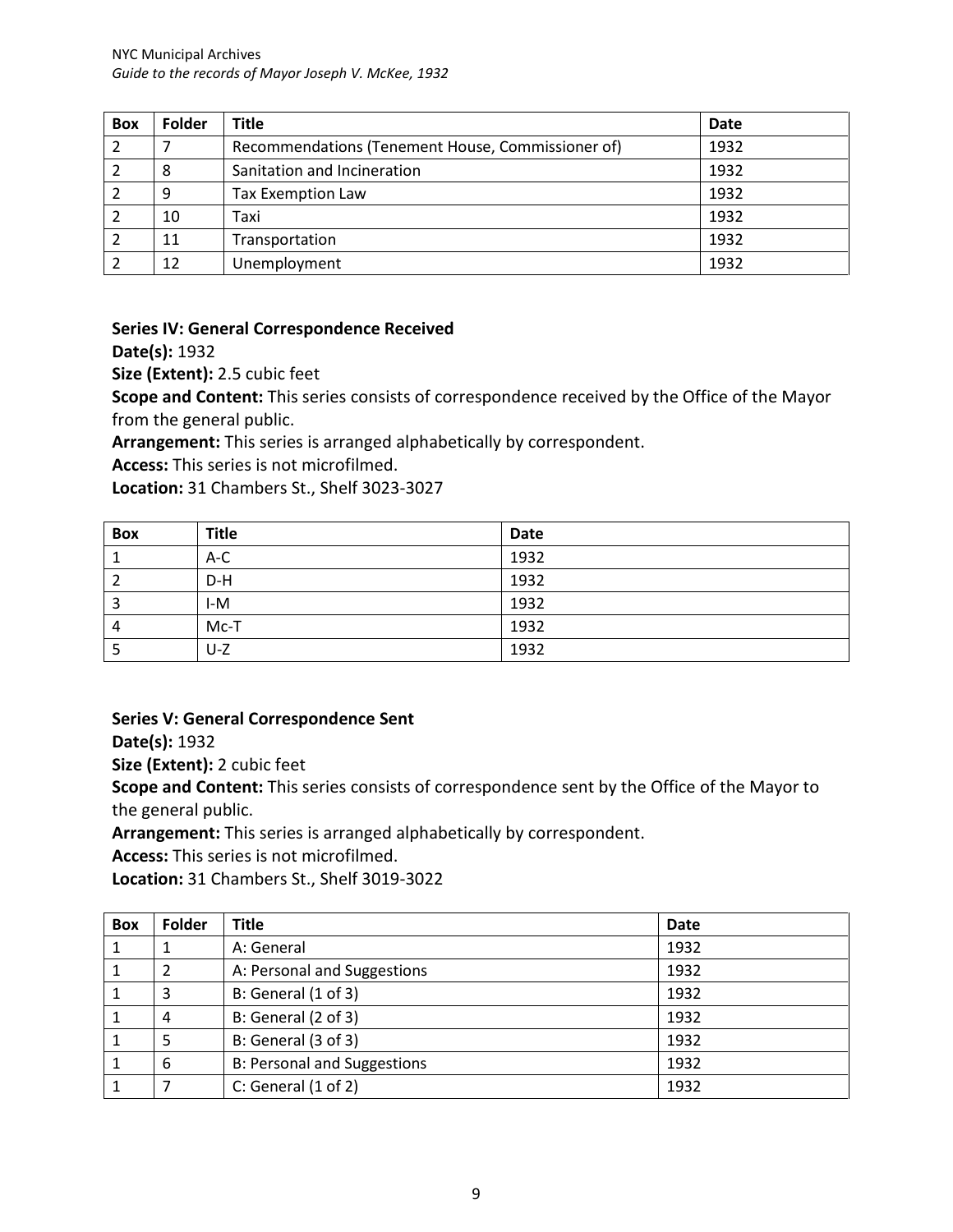| Box | Folder | Title | Date |
|---|---|---|---|
| 2 | 7 | Recommendations (Tenement House, Commissioner of) | 1932 |
| 2 | 8 | Sanitation and Incineration | 1932 |
| 2 | 9 | Tax Exemption Law | 1932 |
| 2 | 10 | Taxi | 1932 |
| 2 | 11 | Transportation | 1932 |
| 2 | 12 | Unemployment | 1932 |

**Series IV: General Correspondence Received**
**Date(s):** 1932
**Size (Extent):** 2.5 cubic feet
**Scope and Content:** This series consists of correspondence received by the Office of the Mayor from the general public.
**Arrangement:** This series is arranged alphabetically by correspondent.
**Access:** This series is not microfilmed.
**Location:** 31 Chambers St., Shelf 3023-3027

| Box | Title | Date |
|---|---|---|
| 1 | A-C | 1932 |
| 2 | D-H | 1932 |
| 3 | I-M | 1932 |
| 4 | Mc-T | 1932 |
| 5 | U-Z | 1932 |

**Series V: General Correspondence Sent**
**Date(s):** 1932
**Size (Extent):** 2 cubic feet
**Scope and Content:** This series consists of correspondence sent by the Office of the Mayor to the general public.
**Arrangement:** This series is arranged alphabetically by correspondent.
**Access:** This series is not microfilmed.
**Location:** 31 Chambers St., Shelf 3019-3022

| Box | Folder | Title | Date |
|---|---|---|---|
| 1 | 1 | A: General | 1932 |
| 1 | 2 | A: Personal and Suggestions | 1932 |
| 1 | 3 | B: General (1 of 3) | 1932 |
| 1 | 4 | B: General (2 of 3) | 1932 |
| 1 | 5 | B: General (3 of 3) | 1932 |
| 1 | 6 | B: Personal and Suggestions | 1932 |
| 1 | 7 | C: General (1 of 2) | 1932 |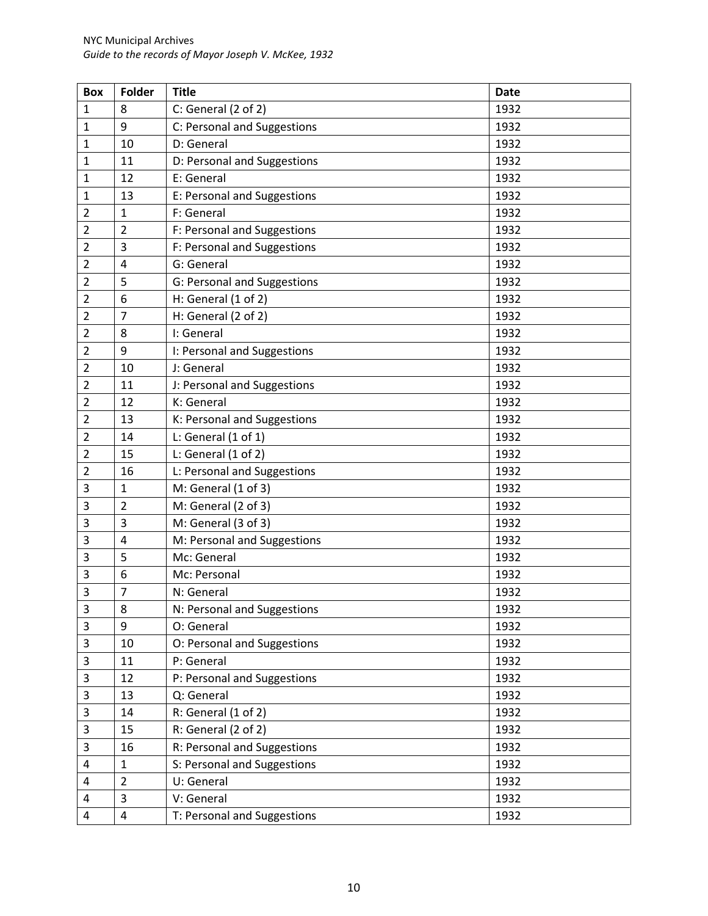| Box | Folder | Title | Date |
|---|---|---|---|
| 1 | 8 | C: General (2 of 2) | 1932 |
| 1 | 9 | C: Personal and Suggestions | 1932 |
| 1 | 10 | D: General | 1932 |
| 1 | 11 | D: Personal and Suggestions | 1932 |
| 1 | 12 | E: General | 1932 |
| 1 | 13 | E: Personal and Suggestions | 1932 |
| 2 | 1 | F: General | 1932 |
| 2 | 2 | F: Personal and Suggestions | 1932 |
| 2 | 3 | F: Personal and Suggestions | 1932 |
| 2 | 4 | G: General | 1932 |
| 2 | 5 | G: Personal and Suggestions | 1932 |
| 2 | 6 | H: General (1 of 2) | 1932 |
| 2 | 7 | H: General (2 of 2) | 1932 |
| 2 | 8 | I: General | 1932 |
| 2 | 9 | I: Personal and Suggestions | 1932 |
| 2 | 10 | J: General | 1932 |
| 2 | 11 | J: Personal and Suggestions | 1932 |
| 2 | 12 | K: General | 1932 |
| 2 | 13 | K: Personal and Suggestions | 1932 |
| 2 | 14 | L: General (1 of 1) | 1932 |
| 2 | 15 | L: General (1 of 2) | 1932 |
| 2 | 16 | L: Personal and Suggestions | 1932 |
| 3 | 1 | M: General (1 of 3) | 1932 |
| 3 | 2 | M: General (2 of 3) | 1932 |
| 3 | 3 | M: General (3 of 3) | 1932 |
| 3 | 4 | M: Personal and Suggestions | 1932 |
| 3 | 5 | Mc: General | 1932 |
| 3 | 6 | Mc: Personal | 1932 |
| 3 | 7 | N: General | 1932 |
| 3 | 8 | N: Personal and Suggestions | 1932 |
| 3 | 9 | O: General | 1932 |
| 3 | 10 | O: Personal and Suggestions | 1932 |
| 3 | 11 | P: General | 1932 |
| 3 | 12 | P: Personal and Suggestions | 1932 |
| 3 | 13 | Q: General | 1932 |
| 3 | 14 | R: General (1 of 2) | 1932 |
| 3 | 15 | R: General (2 of 2) | 1932 |
| 3 | 16 | R: Personal and Suggestions | 1932 |
| 4 | 1 | S: Personal and Suggestions | 1932 |
| 4 | 2 | U: General | 1932 |
| 4 | 3 | V: General | 1932 |
| 4 | 4 | T: Personal and Suggestions | 1932 |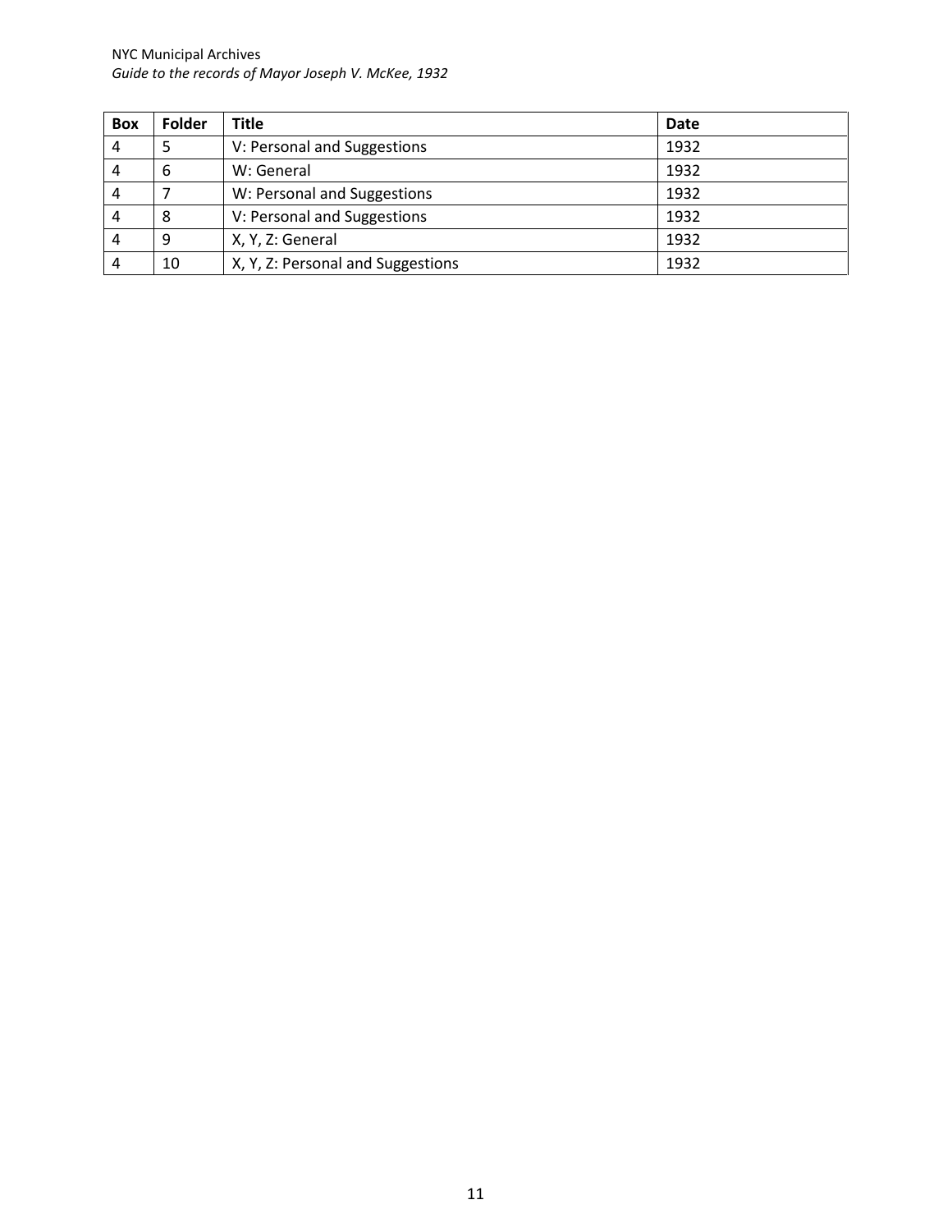| Box | Folder | Title | Date |
|---|---|---|---|
| 4 | 5 | V: Personal and Suggestions | 1932 |
| 4 | 6 | W: General | 1932 |
| 4 | 7 | W: Personal and Suggestions | 1932 |
| 4 | 8 | V: Personal and Suggestions | 1932 |
| 4 | 9 | X, Y, Z: General | 1932 |
| 4 | 10 | X, Y, Z: Personal and Suggestions | 1932 |